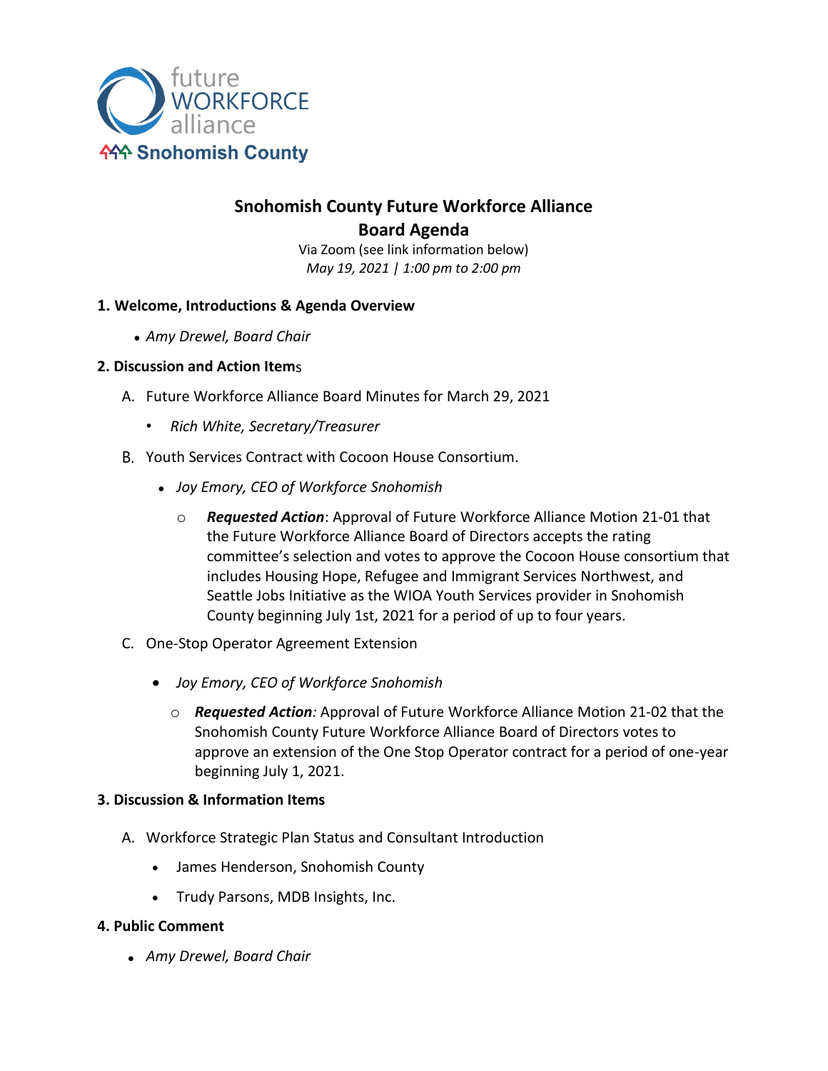future WORKFORCE alliance
Snohomish County

# Snohomish County Future Workforce Alliance
# Board Agenda

Via Zoom (see link information below)
*May 19, 2021 | 1:00 pm to 2:00 pm*

**1. Welcome, Introductions & Agenda Overview**

- *Amy Drewel, Board Chair*

**2. Discussion and Action Items**

A. Future Workforce Alliance Board Minutes for March 29, 2021

- *Rich White, Secretary/Treasurer*

B. Youth Services Contract with Cocoon House Consortium.

- *Joy Emory, CEO of Workforce Snohomish*
  - ***Requested Action***: Approval of Future Workforce Alliance Motion 21-01 that the Future Workforce Alliance Board of Directors accepts the rating committee's selection and votes to approve the Cocoon House consortium that includes Housing Hope, Refugee and Immigrant Services Northwest, and Seattle Jobs Initiative as the WIOA Youth Services provider in Snohomish County beginning July 1st, 2021 for a period of up to four years.

C. One-Stop Operator Agreement Extension

- *Joy Emory, CEO of Workforce Snohomish*
  - ***Requested Action****:* Approval of Future Workforce Alliance Motion 21-02 that the Snohomish County Future Workforce Alliance Board of Directors votes to approve an extension of the One Stop Operator contract for a period of one-year beginning July 1, 2021.

**3. Discussion & Information Items**

A. Workforce Strategic Plan Status and Consultant Introduction

- James Henderson, Snohomish County
- Trudy Parsons, MDB Insights, Inc.

**4. Public Comment**

- *Amy Drewel, Board Chair*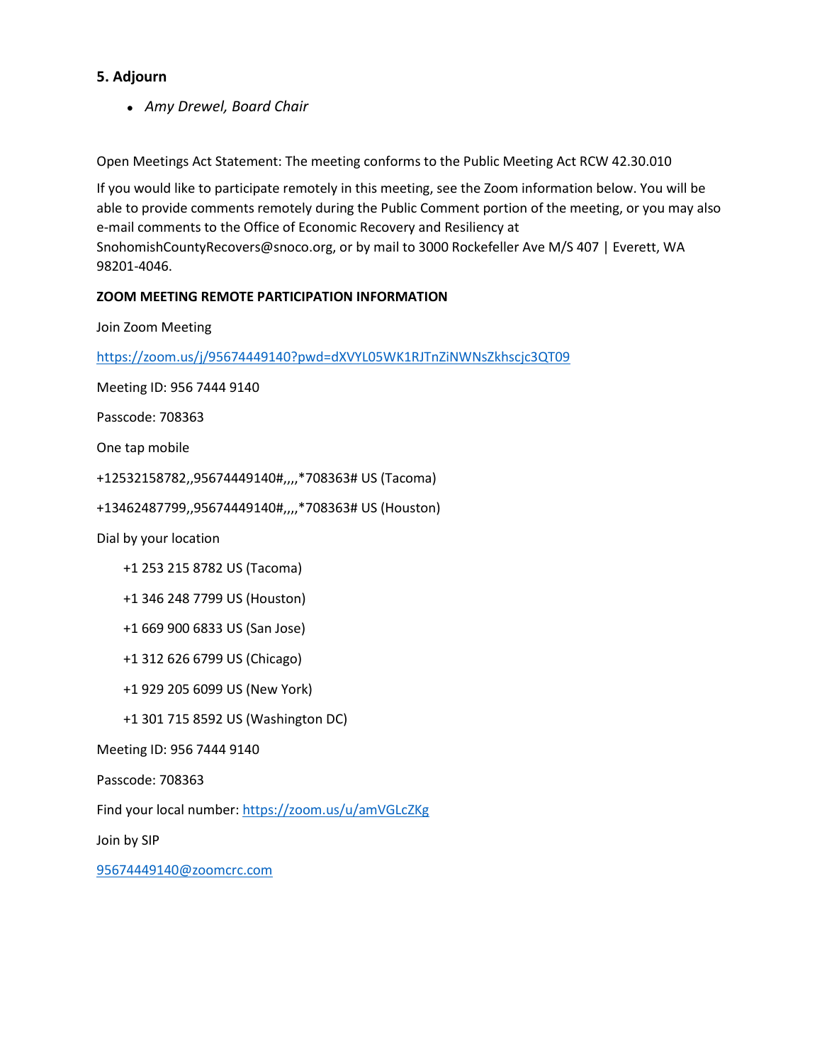### 5. Adjourn

- *Amy Drewel, Board Chair*

Open Meetings Act Statement: The meeting conforms to the Public Meeting Act RCW 42.30.010

If you would like to participate remotely in this meeting, see the Zoom information below. You will be able to provide comments remotely during the Public Comment portion of the meeting, or you may also e-mail comments to the Office of Economic Recovery and Resiliency at SnohomishCountyRecovers@snoco.org, or by mail to 3000 Rockefeller Ave M/S 407 | Everett, WA 98201-4046.

**ZOOM MEETING REMOTE PARTICIPATION INFORMATION**

Join Zoom Meeting

https://zoom.us/j/95674449140?pwd=dXVYL05WK1RJTnZiNWNsZkhscjc3QT09

Meeting ID: 956 7444 9140

Passcode: 708363

One tap mobile

+12532158782,,95674449140#,,,,*708363# US (Tacoma)

+13462487799,,95674449140#,,,,*708363# US (Houston)

Dial by your location

+1 253 215 8782 US (Tacoma)

+1 346 248 7799 US (Houston)

+1 669 900 6833 US (San Jose)

+1 312 626 6799 US (Chicago)

+1 929 205 6099 US (New York)

+1 301 715 8592 US (Washington DC)

Meeting ID: 956 7444 9140

Passcode: 708363

Find your local number: https://zoom.us/u/amVGLcZKg

Join by SIP

95674449140@zoomcrc.com